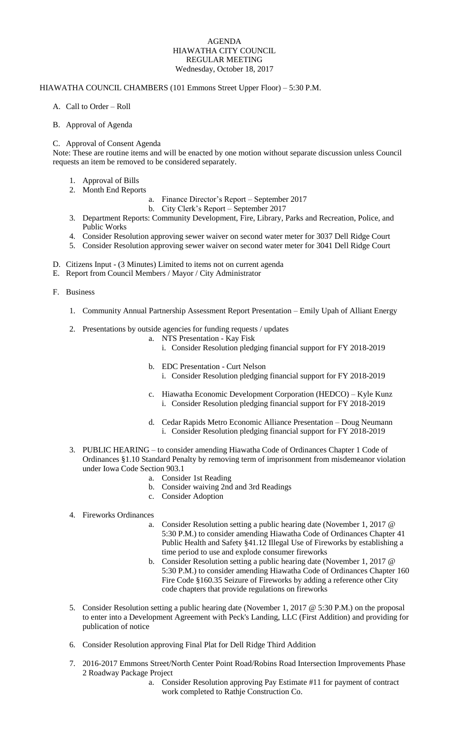# AGENDA
## HIAWATHA CITY COUNCIL
## REGULAR MEETING
### Wednesday, October 18, 2017

HIAWATHA COUNCIL CHAMBERS (101 Emmons Street Upper Floor) – 5:30 P.M.

A. Call to Order – Roll

B. Approval of Agenda

C. Approval of Consent Agenda

Note: These are routine items and will be enacted by one motion without separate discussion unless Council requests an item be removed to be considered separately.

1. Approval of Bills
2. Month End Reports
    a. Finance Director's Report – September 2017
    b. City Clerk's Report – September 2017
3. Department Reports: Community Development, Fire, Library, Parks and Recreation, Police, and Public Works
4. Consider Resolution approving sewer waiver on second water meter for 3037 Dell Ridge Court
5. Consider Resolution approving sewer waiver on second water meter for 3041 Dell Ridge Court

D. Citizens Input - (3 Minutes) Limited to items not on current agenda

E. Report from Council Members / Mayor / City Administrator

F. Business

1. Community Annual Partnership Assessment Report Presentation – Emily Upah of Alliant Energy

2. Presentations by outside agencies for funding requests / updates
    a. NTS Presentation - Kay Fisk
        i. Consider Resolution pledging financial support for FY 2018-2019

    b. EDC Presentation - Curt Nelson
        i. Consider Resolution pledging financial support for FY 2018-2019

    c. Hiawatha Economic Development Corporation (HEDCO) – Kyle Kunz
        i. Consider Resolution pledging financial support for FY 2018-2019

    d. Cedar Rapids Metro Economic Alliance Presentation – Doug Neumann
        i. Consider Resolution pledging financial support for FY 2018-2019

3. PUBLIC HEARING – to consider amending Hiawatha Code of Ordinances Chapter 1 Code of Ordinances §1.10 Standard Penalty by removing term of imprisonment from misdemeanor violation under Iowa Code Section 903.1
    a. Consider 1st Reading
    b. Consider waiving 2nd and 3rd Readings
    c. Consider Adoption

4. Fireworks Ordinances
    a. Consider Resolution setting a public hearing date (November 1, 2017 @ 5:30 P.M.) to consider amending Hiawatha Code of Ordinances Chapter 41 Public Health and Safety §41.12 Illegal Use of Fireworks by establishing a time period to use and explode consumer fireworks
    b. Consider Resolution setting a public hearing date (November 1, 2017 @ 5:30 P.M.) to consider amending Hiawatha Code of Ordinances Chapter 160 Fire Code §160.35 Seizure of Fireworks by adding a reference other City code chapters that provide regulations on fireworks

5. Consider Resolution setting a public hearing date (November 1, 2017 @ 5:30 P.M.) on the proposal to enter into a Development Agreement with Peck's Landing, LLC (First Addition) and providing for publication of notice

6. Consider Resolution approving Final Plat for Dell Ridge Third Addition

7. 2016-2017 Emmons Street/North Center Point Road/Robins Road Intersection Improvements Phase 2 Roadway Package Project
    a. Consider Resolution approving Pay Estimate #11 for payment of contract work completed to Rathje Construction Co.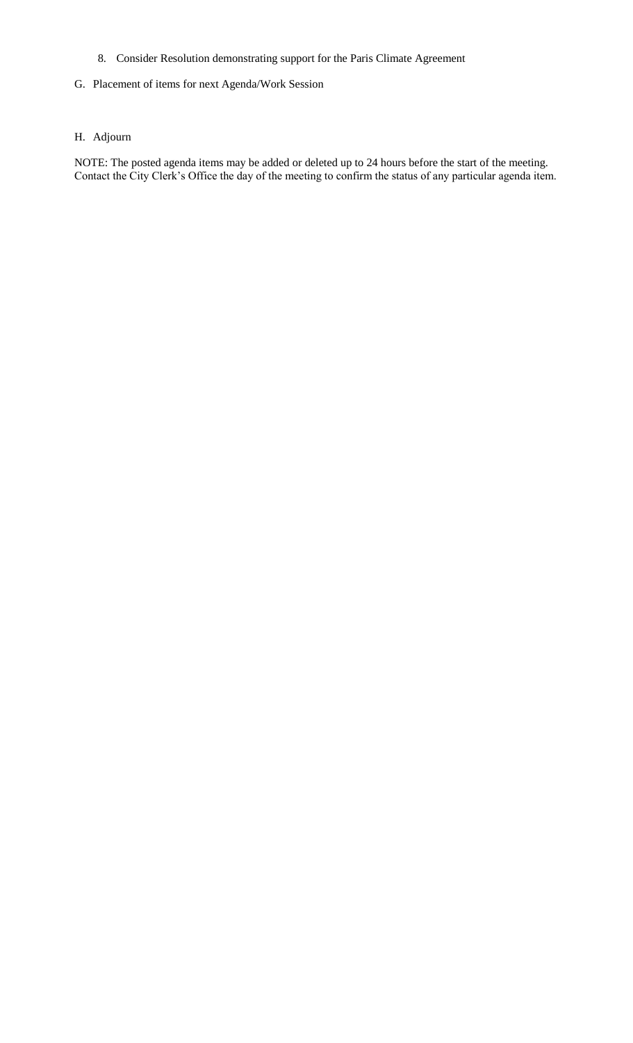8. Consider Resolution demonstrating support for the Paris Climate Agreement

G. Placement of items for next Agenda/Work Session

H. Adjourn

NOTE: The posted agenda items may be added or deleted up to 24 hours before the start of the meeting. Contact the City Clerk's Office the day of the meeting to confirm the status of any particular agenda item.